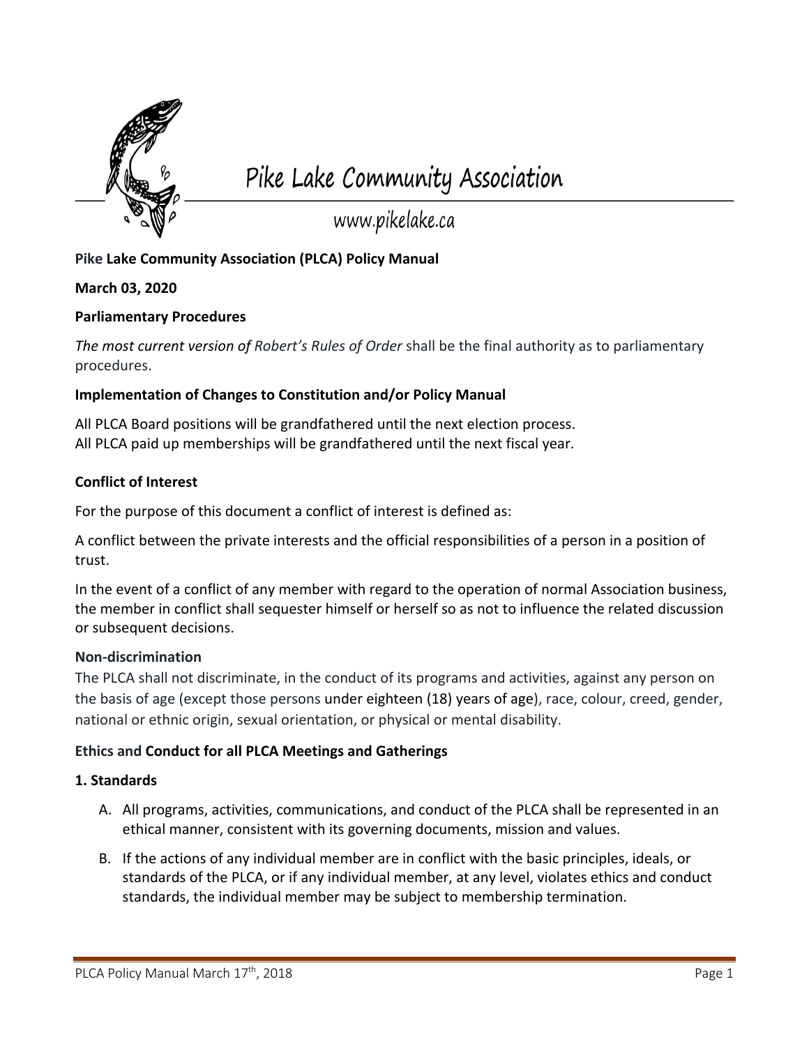# Pike Lake Community Association

www.pikelake.ca

**Pike Lake Community Association (PLCA) Policy Manual**

**March 03, 2020**

**Parliamentary Procedures**

*The most current version of Robert's Rules of Order* shall be the final authority as to parliamentary procedures.

**Implementation of Changes to Constitution and/or Policy Manual**

All PLCA Board positions will be grandfathered until the next election process.
All PLCA paid up memberships will be grandfathered until the next fiscal year.

**Conflict of Interest**

For the purpose of this document a conflict of interest is defined as:

A conflict between the private interests and the official responsibilities of a person in a position of trust.

In the event of a conflict of any member with regard to the operation of normal Association business, the member in conflict shall sequester himself or herself so as not to influence the related discussion or subsequent decisions.

**Non-discrimination**

The PLCA shall not discriminate, in the conduct of its programs and activities, against any person on the basis of age (except those persons under eighteen (18) years of age), race, colour, creed, gender, national or ethnic origin, sexual orientation, or physical or mental disability.

**Ethics and Conduct for all PLCA Meetings and Gatherings**

**1. Standards**

A. All programs, activities, communications, and conduct of the PLCA shall be represented in an ethical manner, consistent with its governing documents, mission and values.

B. If the actions of any individual member are in conflict with the basic principles, ideals, or standards of the PLCA, or if any individual member, at any level, violates ethics and conduct standards, the individual member may be subject to membership termination.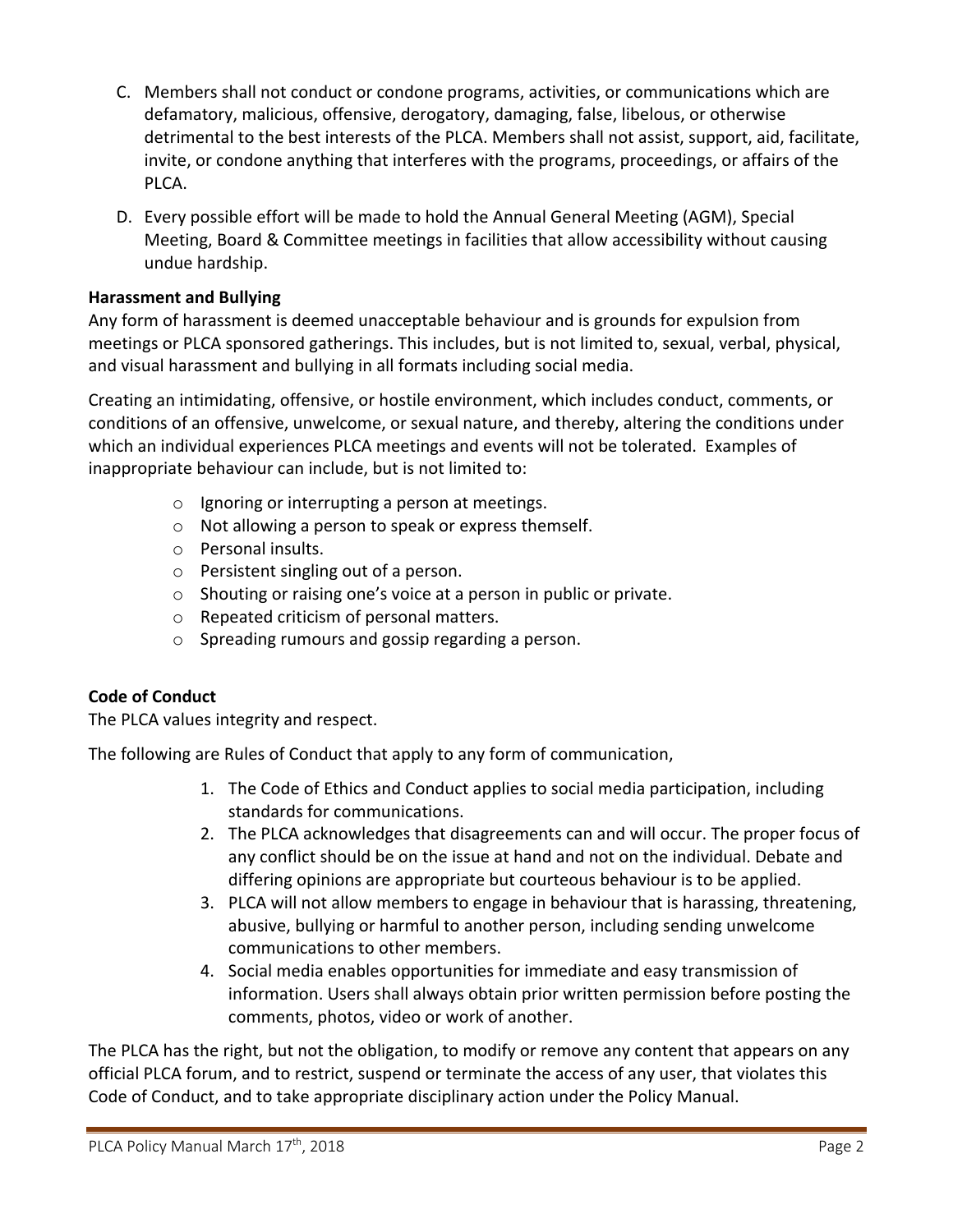C. Members shall not conduct or condone programs, activities, or communications which are defamatory, malicious, offensive, derogatory, damaging, false, libelous, or otherwise detrimental to the best interests of the PLCA. Members shall not assist, support, aid, facilitate, invite, or condone anything that interferes with the programs, proceedings, or affairs of the PLCA.

D. Every possible effort will be made to hold the Annual General Meeting (AGM), Special Meeting, Board & Committee meetings in facilities that allow accessibility without causing undue hardship.

**Harassment and Bullying**

Any form of harassment is deemed unacceptable behaviour and is grounds for expulsion from meetings or PLCA sponsored gatherings. This includes, but is not limited to, sexual, verbal, physical, and visual harassment and bullying in all formats including social media.

Creating an intimidating, offensive, or hostile environment, which includes conduct, comments, or conditions of an offensive, unwelcome, or sexual nature, and thereby, altering the conditions under which an individual experiences PLCA meetings and events will not be tolerated. Examples of inappropriate behaviour can include, but is not limited to:

- Ignoring or interrupting a person at meetings.
- Not allowing a person to speak or express themself.
- Personal insults.
- Persistent singling out of a person.
- Shouting or raising one's voice at a person in public or private.
- Repeated criticism of personal matters.
- Spreading rumours and gossip regarding a person.

**Code of Conduct**

The PLCA values integrity and respect.

The following are Rules of Conduct that apply to any form of communication,

1. The Code of Ethics and Conduct applies to social media participation, including standards for communications.
2. The PLCA acknowledges that disagreements can and will occur. The proper focus of any conflict should be on the issue at hand and not on the individual. Debate and differing opinions are appropriate but courteous behaviour is to be applied.
3. PLCA will not allow members to engage in behaviour that is harassing, threatening, abusive, bullying or harmful to another person, including sending unwelcome communications to other members.
4. Social media enables opportunities for immediate and easy transmission of information. Users shall always obtain prior written permission before posting the comments, photos, video or work of another.

The PLCA has the right, but not the obligation, to modify or remove any content that appears on any official PLCA forum, and to restrict, suspend or terminate the access of any user, that violates this Code of Conduct, and to take appropriate disciplinary action under the Policy Manual.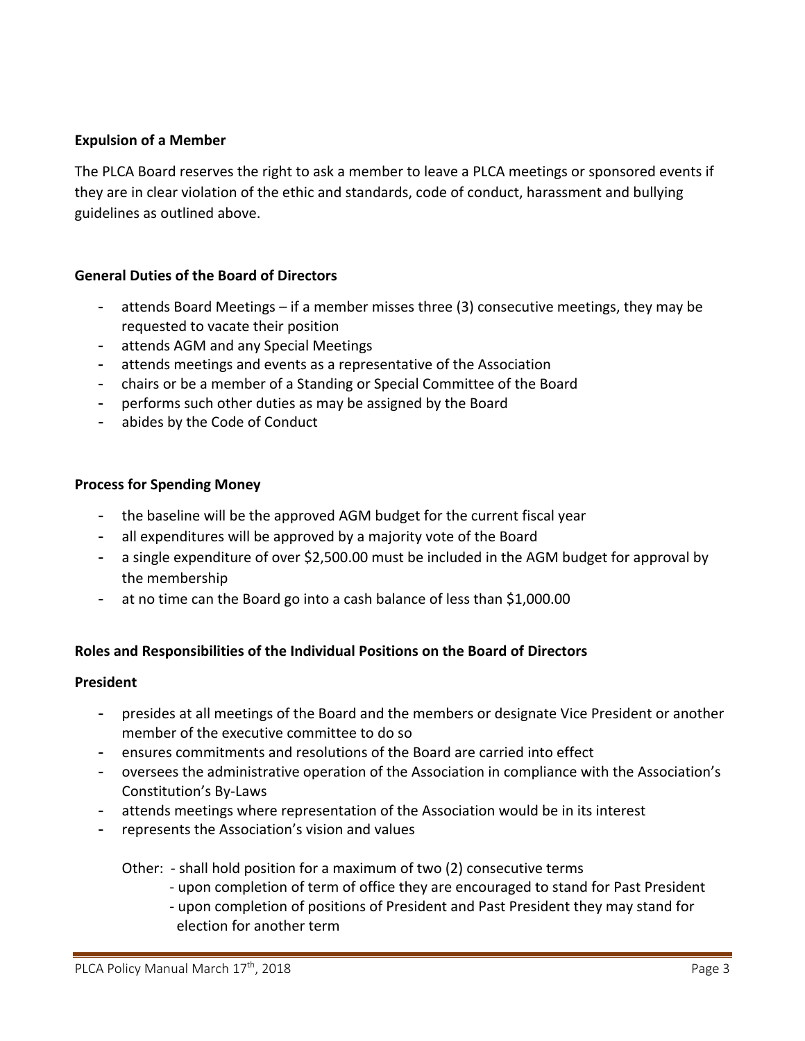**Expulsion of a Member**

The PLCA Board reserves the right to ask a member to leave a PLCA meetings or sponsored events if they are in clear violation of the ethic and standards, code of conduct, harassment and bullying guidelines as outlined above.

**General Duties of the Board of Directors**

- attends Board Meetings – if a member misses three (3) consecutive meetings, they may be requested to vacate their position
- attends AGM and any Special Meetings
- attends meetings and events as a representative of the Association
- chairs or be a member of a Standing or Special Committee of the Board
- performs such other duties as may be assigned by the Board
- abides by the Code of Conduct

**Process for Spending Money**

- the baseline will be the approved AGM budget for the current fiscal year
- all expenditures will be approved by a majority vote of the Board
- a single expenditure of over $2,500.00 must be included in the AGM budget for approval by the membership
- at no time can the Board go into a cash balance of less than $1,000.00

**Roles and Responsibilities of the Individual Positions on the Board of Directors**

**President**

- presides at all meetings of the Board and the members or designate Vice President or another member of the executive committee to do so
- ensures commitments and resolutions of the Board are carried into effect
- oversees the administrative operation of the Association in compliance with the Association's Constitution's By-Laws
- attends meetings where representation of the Association would be in its interest
- represents the Association's vision and values

Other:
- shall hold position for a maximum of two (2) consecutive terms
- upon completion of term of office they are encouraged to stand for Past President
- upon completion of positions of President and Past President they may stand for election for another term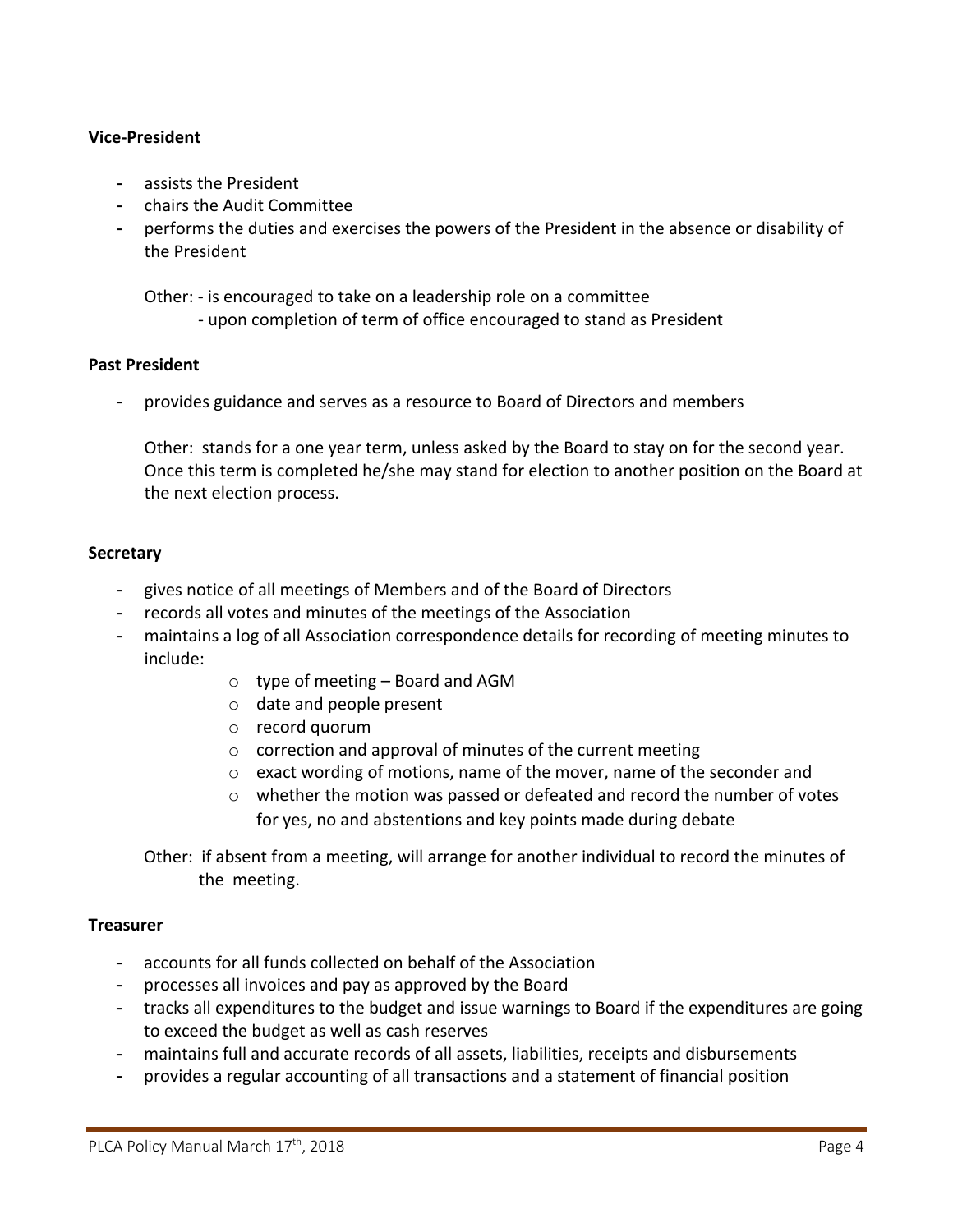**Vice-President**

- assists the President
- chairs the Audit Committee
- performs the duties and exercises the powers of the President in the absence or disability of the President

  Other: - is encouraged to take on a leadership role on a committee
  - upon completion of term of office encouraged to stand as President

**Past President**

- provides guidance and serves as a resource to Board of Directors and members

  Other: stands for a one year term, unless asked by the Board to stay on for the second year. Once this term is completed he/she may stand for election to another position on the Board at the next election process.

**Secretary**

- gives notice of all meetings of Members and of the Board of Directors
- records all votes and minutes of the meetings of the Association
- maintains a log of all Association correspondence details for recording of meeting minutes to include:
  - type of meeting – Board and AGM
  - date and people present
  - record quorum
  - correction and approval of minutes of the current meeting
  - exact wording of motions, name of the mover, name of the seconder and
  - whether the motion was passed or defeated and record the number of votes for yes, no and abstentions and key points made during debate

  Other: if absent from a meeting, will arrange for another individual to record the minutes of the meeting.

**Treasurer**

- accounts for all funds collected on behalf of the Association
- processes all invoices and pay as approved by the Board
- tracks all expenditures to the budget and issue warnings to Board if the expenditures are going to exceed the budget as well as cash reserves
- maintains full and accurate records of all assets, liabilities, receipts and disbursements
- provides a regular accounting of all transactions and a statement of financial position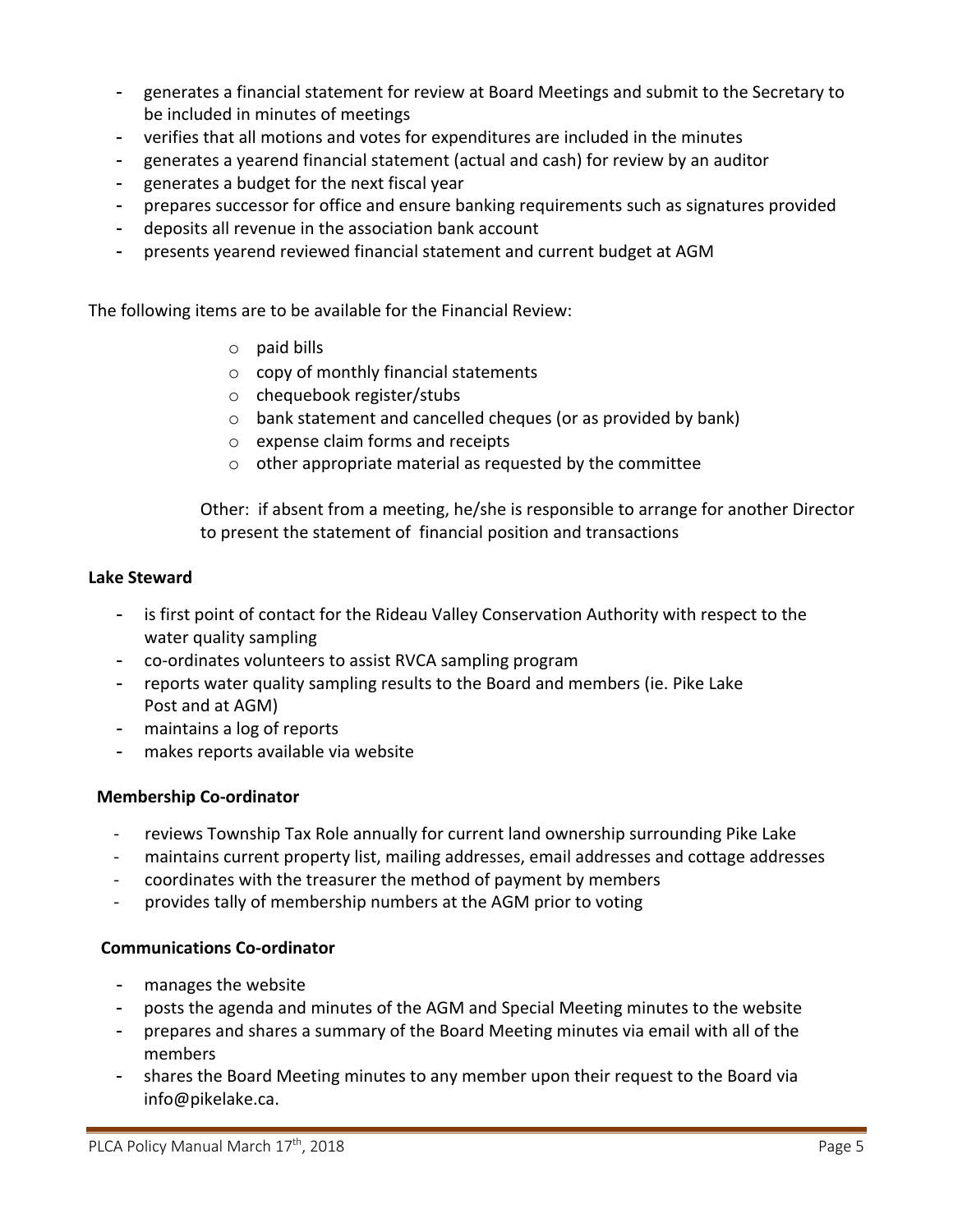- generates a financial statement for review at Board Meetings and submit to the Secretary to be included in minutes of meetings
- verifies that all motions and votes for expenditures are included in the minutes
- generates a yearend financial statement (actual and cash) for review by an auditor
- generates a budget for the next fiscal year
- prepares successor for office and ensure banking requirements such as signatures provided
- deposits all revenue in the association bank account
- presents yearend reviewed financial statement and current budget at AGM

The following items are to be available for the Financial Review:

- paid bills
- copy of monthly financial statements
- chequebook register/stubs
- bank statement and cancelled cheques (or as provided by bank)
- expense claim forms and receipts
- other appropriate material as requested by the committee

Other: if absent from a meeting, he/she is responsible to arrange for another Director to present the statement of financial position and transactions

**Lake Steward**

- is first point of contact for the Rideau Valley Conservation Authority with respect to the water quality sampling
- co-ordinates volunteers to assist RVCA sampling program
- reports water quality sampling results to the Board and members (ie. Pike Lake Post and at AGM)
- maintains a log of reports
- makes reports available via website

**Membership Co-ordinator**

- reviews Township Tax Role annually for current land ownership surrounding Pike Lake
- maintains current property list, mailing addresses, email addresses and cottage addresses
- coordinates with the treasurer the method of payment by members
- provides tally of membership numbers at the AGM prior to voting

**Communications Co-ordinator**

- manages the website
- posts the agenda and minutes of the AGM and Special Meeting minutes to the website
- prepares and shares a summary of the Board Meeting minutes via email with all of the members
- shares the Board Meeting minutes to any member upon their request to the Board via info@pikelake.ca.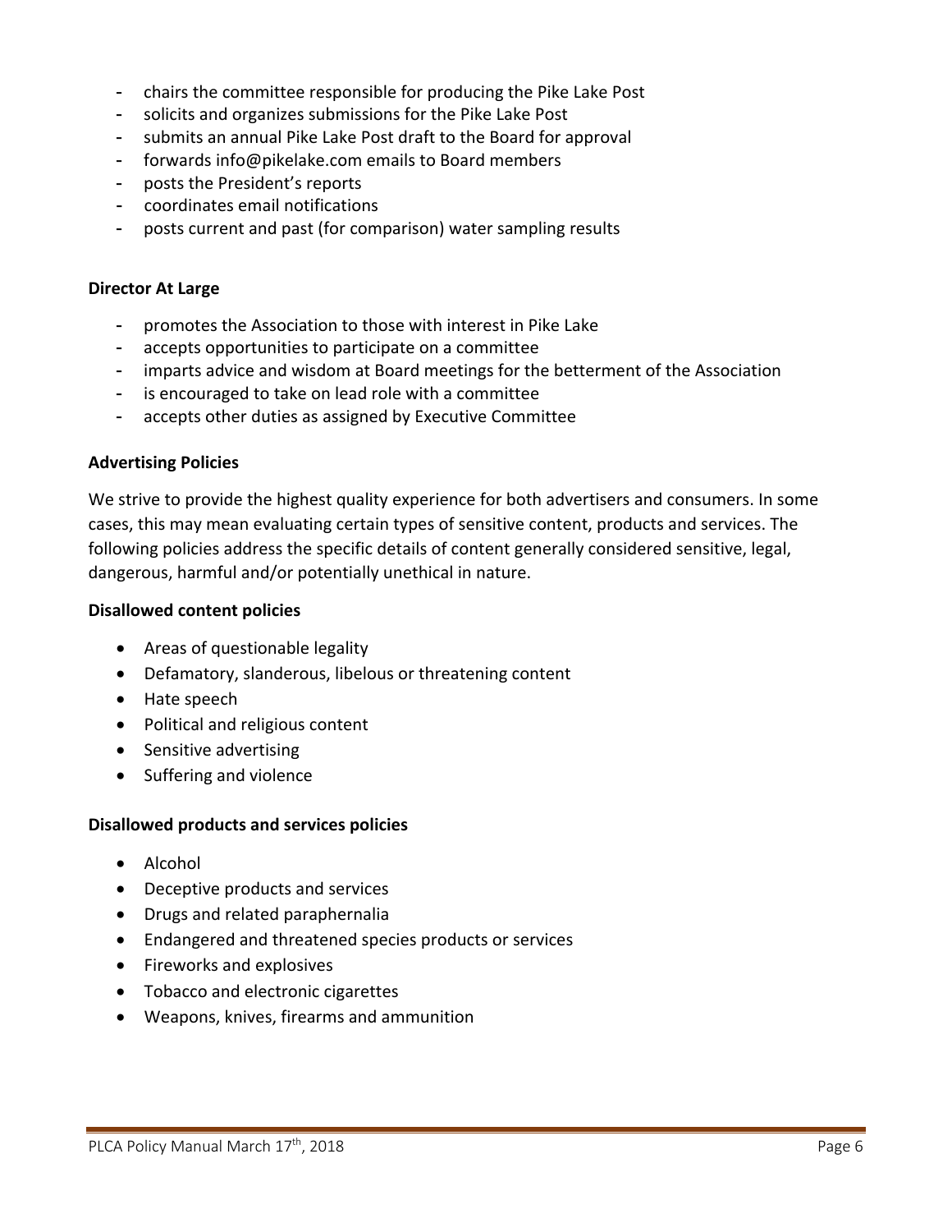- chairs the committee responsible for producing the Pike Lake Post
- solicits and organizes submissions for the Pike Lake Post
- submits an annual Pike Lake Post draft to the Board for approval
- forwards info@pikelake.com emails to Board members
- posts the President's reports
- coordinates email notifications
- posts current and past (for comparison) water sampling results

**Director At Large**

- promotes the Association to those with interest in Pike Lake
- accepts opportunities to participate on a committee
- imparts advice and wisdom at Board meetings for the betterment of the Association
- is encouraged to take on lead role with a committee
- accepts other duties as assigned by Executive Committee

**Advertising Policies**

We strive to provide the highest quality experience for both advertisers and consumers. In some cases, this may mean evaluating certain types of sensitive content, products and services. The following policies address the specific details of content generally considered sensitive, legal, dangerous, harmful and/or potentially unethical in nature.

**Disallowed content policies**

- Areas of questionable legality
- Defamatory, slanderous, libelous or threatening content
- Hate speech
- Political and religious content
- Sensitive advertising
- Suffering and violence

**Disallowed products and services policies**

- Alcohol
- Deceptive products and services
- Drugs and related paraphernalia
- Endangered and threatened species products or services
- Fireworks and explosives
- Tobacco and electronic cigarettes
- Weapons, knives, firearms and ammunition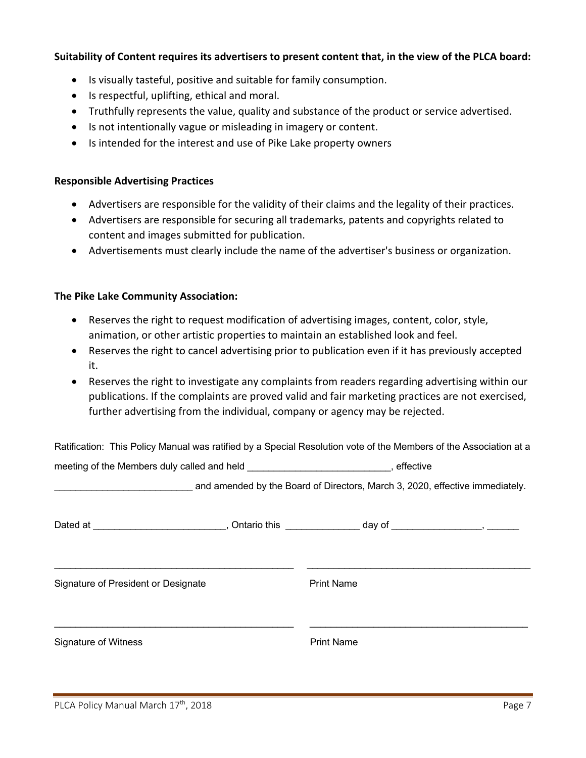**Suitability of Content requires its advertisers to present content that, in the view of the PLCA board:**

- Is visually tasteful, positive and suitable for family consumption.
- Is respectful, uplifting, ethical and moral.
- Truthfully represents the value, quality and substance of the product or service advertised.
- Is not intentionally vague or misleading in imagery or content.
- Is intended for the interest and use of Pike Lake property owners

**Responsible Advertising Practices**

- Advertisers are responsible for the validity of their claims and the legality of their practices.
- Advertisers are responsible for securing all trademarks, patents and copyrights related to content and images submitted for publication.
- Advertisements must clearly include the name of the advertiser's business or organization.

**The Pike Lake Community Association:**

- Reserves the right to request modification of advertising images, content, color, style, animation, or other artistic properties to maintain an established look and feel.
- Reserves the right to cancel advertising prior to publication even if it has previously accepted it.
- Reserves the right to investigate any complaints from readers regarding advertising within our publications. If the complaints are proved valid and fair marketing practices are not exercised, further advertising from the individual, company or agency may be rejected.

Ratification: This Policy Manual was ratified by a Special Resolution vote of the Members of the Association at a meeting of the Members duly called and held ___________________________, effective __________________________ and amended by the Board of Directors, March 3, 2020, effective immediately.

Dated at _________________________, Ontario this ______________ day of _________________, ______

_______________________________________________ _____________________________________________

Signature of President or Designate Print Name

_______________________________________________ _____________________________________________

Signature of Witness Print Name